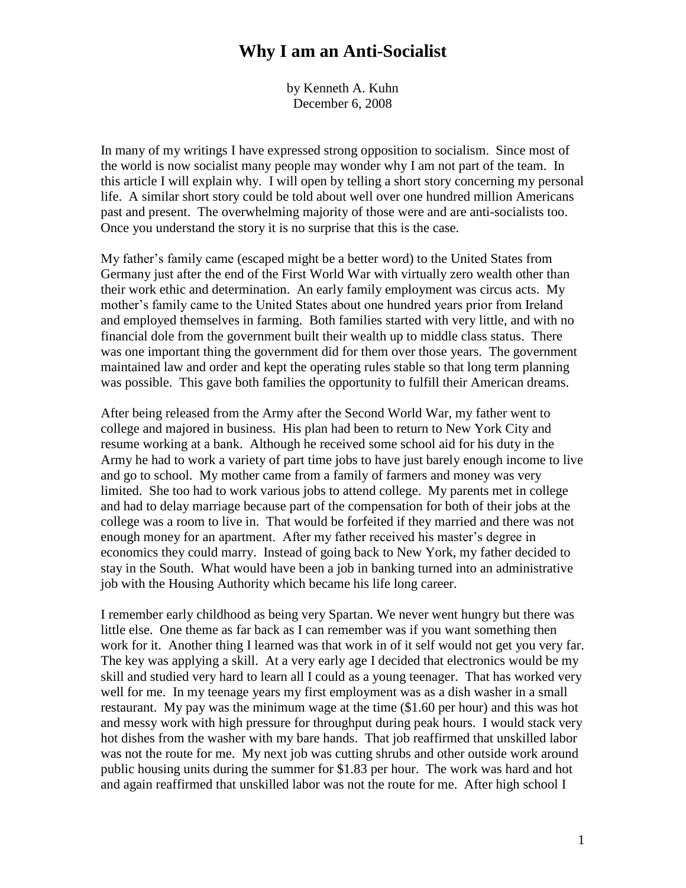# Why I am an Anti-Socialist

by Kenneth A. Kuhn
December 6, 2008

In many of my writings I have expressed strong opposition to socialism. Since most of the world is now socialist many people may wonder why I am not part of the team. In this article I will explain why. I will open by telling a short story concerning my personal life. A similar short story could be told about well over one hundred million Americans past and present. The overwhelming majority of those were and are anti-socialists too. Once you understand the story it is no surprise that this is the case.

My father's family came (escaped might be a better word) to the United States from Germany just after the end of the First World War with virtually zero wealth other than their work ethic and determination. An early family employment was circus acts. My mother's family came to the United States about one hundred years prior from Ireland and employed themselves in farming. Both families started with very little, and with no financial dole from the government built their wealth up to middle class status. There was one important thing the government did for them over those years. The government maintained law and order and kept the operating rules stable so that long term planning was possible. This gave both families the opportunity to fulfill their American dreams.

After being released from the Army after the Second World War, my father went to college and majored in business. His plan had been to return to New York City and resume working at a bank. Although he received some school aid for his duty in the Army he had to work a variety of part time jobs to have just barely enough income to live and go to school. My mother came from a family of farmers and money was very limited. She too had to work various jobs to attend college. My parents met in college and had to delay marriage because part of the compensation for both of their jobs at the college was a room to live in. That would be forfeited if they married and there was not enough money for an apartment. After my father received his master's degree in economics they could marry. Instead of going back to New York, my father decided to stay in the South. What would have been a job in banking turned into an administrative job with the Housing Authority which became his life long career.

I remember early childhood as being very Spartan. We never went hungry but there was little else. One theme as far back as I can remember was if you want something then work for it. Another thing I learned was that work in of it self would not get you very far. The key was applying a skill. At a very early age I decided that electronics would be my skill and studied very hard to learn all I could as a young teenager. That has worked very well for me. In my teenage years my first employment was as a dish washer in a small restaurant. My pay was the minimum wage at the time ($1.60 per hour) and this was hot and messy work with high pressure for throughput during peak hours. I would stack very hot dishes from the washer with my bare hands. That job reaffirmed that unskilled labor was not the route for me. My next job was cutting shrubs and other outside work around public housing units during the summer for $1.83 per hour. The work was hard and hot and again reaffirmed that unskilled labor was not the route for me. After high school I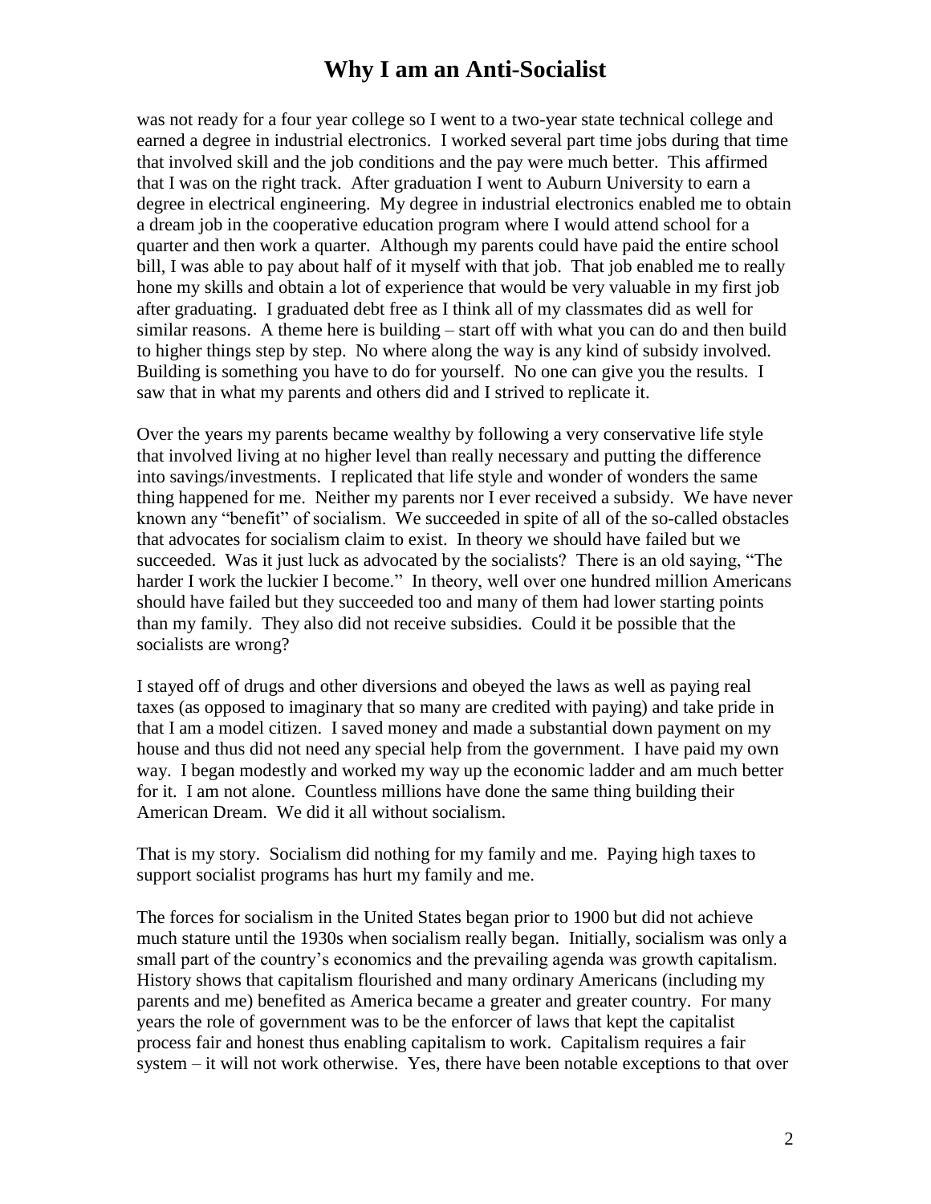was not ready for a four year college so I went to a two-year state technical college and earned a degree in industrial electronics. I worked several part time jobs during that time that involved skill and the job conditions and the pay were much better. This affirmed that I was on the right track. After graduation I went to Auburn University to earn a degree in electrical engineering. My degree in industrial electronics enabled me to obtain a dream job in the cooperative education program where I would attend school for a quarter and then work a quarter. Although my parents could have paid the entire school bill, I was able to pay about half of it myself with that job. That job enabled me to really hone my skills and obtain a lot of experience that would be very valuable in my first job after graduating. I graduated debt free as I think all of my classmates did as well for similar reasons. A theme here is building – start off with what you can do and then build to higher things step by step. No where along the way is any kind of subsidy involved. Building is something you have to do for yourself. No one can give you the results. I saw that in what my parents and others did and I strived to replicate it.

Over the years my parents became wealthy by following a very conservative life style that involved living at no higher level than really necessary and putting the difference into savings/investments. I replicated that life style and wonder of wonders the same thing happened for me. Neither my parents nor I ever received a subsidy. We have never known any "benefit" of socialism. We succeeded in spite of all of the so-called obstacles that advocates for socialism claim to exist. In theory we should have failed but we succeeded. Was it just luck as advocated by the socialists? There is an old saying, "The harder I work the luckier I become." In theory, well over one hundred million Americans should have failed but they succeeded too and many of them had lower starting points than my family. They also did not receive subsidies. Could it be possible that the socialists are wrong?

I stayed off of drugs and other diversions and obeyed the laws as well as paying real taxes (as opposed to imaginary that so many are credited with paying) and take pride in that I am a model citizen. I saved money and made a substantial down payment on my house and thus did not need any special help from the government. I have paid my own way. I began modestly and worked my way up the economic ladder and am much better for it. I am not alone. Countless millions have done the same thing building their American Dream. We did it all without socialism.

That is my story. Socialism did nothing for my family and me. Paying high taxes to support socialist programs has hurt my family and me.

The forces for socialism in the United States began prior to 1900 but did not achieve much stature until the 1930s when socialism really began. Initially, socialism was only a small part of the country's economics and the prevailing agenda was growth capitalism. History shows that capitalism flourished and many ordinary Americans (including my parents and me) benefited as America became a greater and greater country. For many years the role of government was to be the enforcer of laws that kept the capitalist process fair and honest thus enabling capitalism to work. Capitalism requires a fair system – it will not work otherwise. Yes, there have been notable exceptions to that over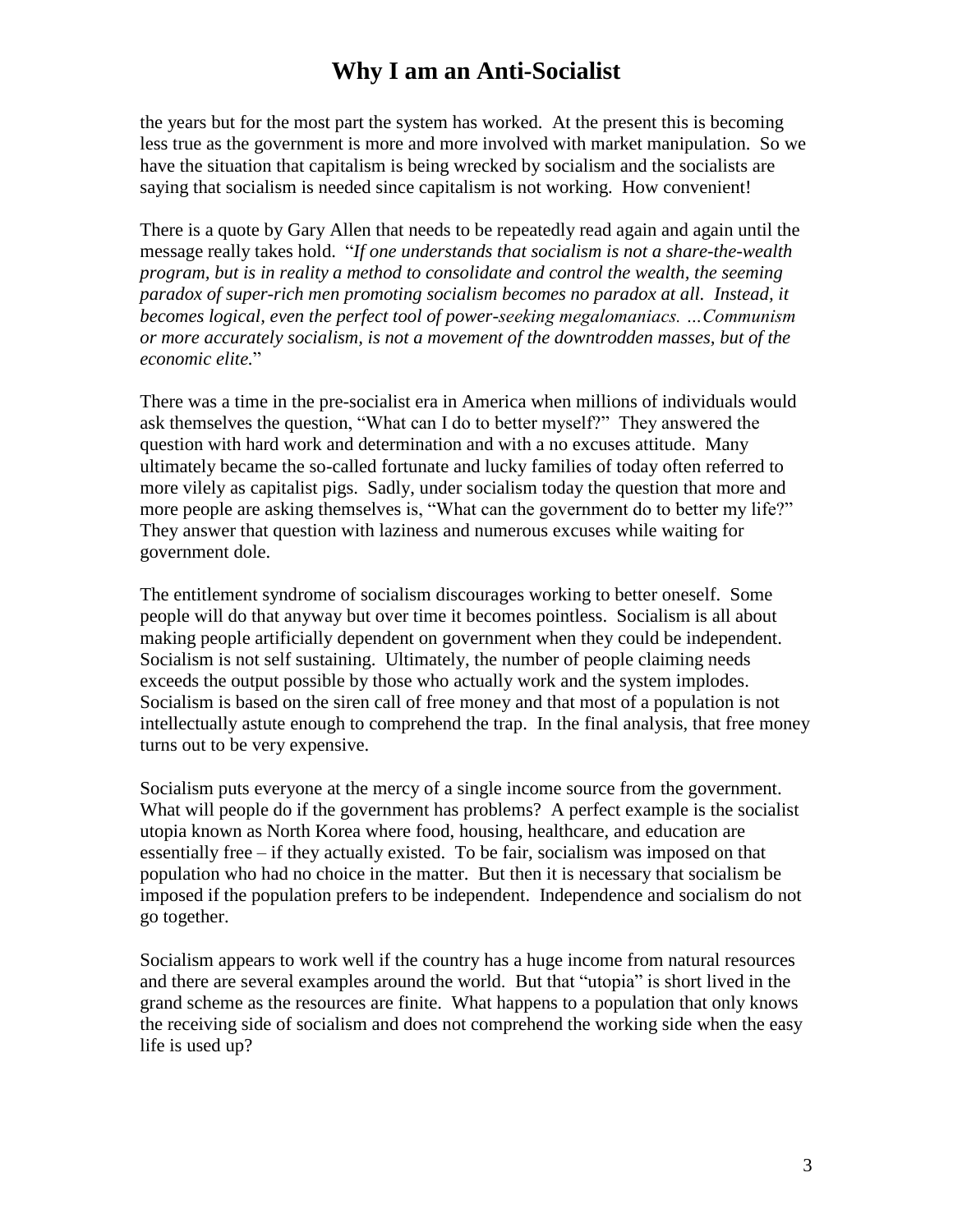the years but for the most part the system has worked. At the present this is becoming less true as the government is more and more involved with market manipulation. So we have the situation that capitalism is being wrecked by socialism and the socialists are saying that socialism is needed since capitalism is not working. How convenient!

There is a quote by Gary Allen that needs to be repeatedly read again and again until the message really takes hold. "*If one understands that socialism is not a share-the-wealth program, but is in reality a method to consolidate and control the wealth, the seeming paradox of super-rich men promoting socialism becomes no paradox at all. Instead, it becomes logical, even the perfect tool of power-seeking megalomaniacs. …Communism or more accurately socialism, is not a movement of the downtrodden masses, but of the economic elite.*"

There was a time in the pre-socialist era in America when millions of individuals would ask themselves the question, "What can I do to better myself?" They answered the question with hard work and determination and with a no excuses attitude. Many ultimately became the so-called fortunate and lucky families of today often referred to more vilely as capitalist pigs. Sadly, under socialism today the question that more and more people are asking themselves is, "What can the government do to better my life?" They answer that question with laziness and numerous excuses while waiting for government dole.

The entitlement syndrome of socialism discourages working to better oneself. Some people will do that anyway but over time it becomes pointless. Socialism is all about making people artificially dependent on government when they could be independent. Socialism is not self sustaining. Ultimately, the number of people claiming needs exceeds the output possible by those who actually work and the system implodes. Socialism is based on the siren call of free money and that most of a population is not intellectually astute enough to comprehend the trap. In the final analysis, that free money turns out to be very expensive.

Socialism puts everyone at the mercy of a single income source from the government. What will people do if the government has problems? A perfect example is the socialist utopia known as North Korea where food, housing, healthcare, and education are essentially free – if they actually existed. To be fair, socialism was imposed on that population who had no choice in the matter. But then it is necessary that socialism be imposed if the population prefers to be independent. Independence and socialism do not go together.

Socialism appears to work well if the country has a huge income from natural resources and there are several examples around the world. But that "utopia" is short lived in the grand scheme as the resources are finite. What happens to a population that only knows the receiving side of socialism and does not comprehend the working side when the easy life is used up?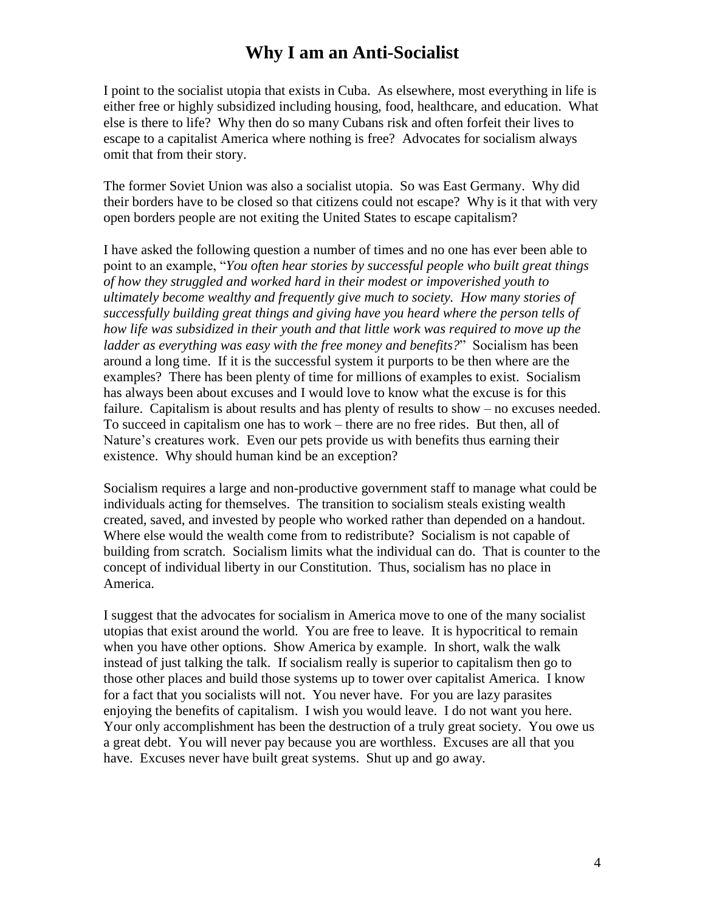# Why I am an Anti-Socialist

I point to the socialist utopia that exists in Cuba. As elsewhere, most everything in life is either free or highly subsidized including housing, food, healthcare, and education. What else is there to life? Why then do so many Cubans risk and often forfeit their lives to escape to a capitalist America where nothing is free? Advocates for socialism always omit that from their story.

The former Soviet Union was also a socialist utopia. So was East Germany. Why did their borders have to be closed so that citizens could not escape? Why is it that with very open borders people are not exiting the United States to escape capitalism?

I have asked the following question a number of times and no one has ever been able to point to an example, "*You often hear stories by successful people who built great things of how they struggled and worked hard in their modest or impoverished youth to ultimately become wealthy and frequently give much to society. How many stories of successfully building great things and giving have you heard where the person tells of how life was subsidized in their youth and that little work was required to move up the ladder as everything was easy with the free money and benefits?*" Socialism has been around a long time. If it is the successful system it purports to be then where are the examples? There has been plenty of time for millions of examples to exist. Socialism has always been about excuses and I would love to know what the excuse is for this failure. Capitalism is about results and has plenty of results to show – no excuses needed. To succeed in capitalism one has to work – there are no free rides. But then, all of Nature's creatures work. Even our pets provide us with benefits thus earning their existence. Why should human kind be an exception?

Socialism requires a large and non-productive government staff to manage what could be individuals acting for themselves. The transition to socialism steals existing wealth created, saved, and invested by people who worked rather than depended on a handout. Where else would the wealth come from to redistribute? Socialism is not capable of building from scratch. Socialism limits what the individual can do. That is counter to the concept of individual liberty in our Constitution. Thus, socialism has no place in America.

I suggest that the advocates for socialism in America move to one of the many socialist utopias that exist around the world. You are free to leave. It is hypocritical to remain when you have other options. Show America by example. In short, walk the walk instead of just talking the talk. If socialism really is superior to capitalism then go to those other places and build those systems up to tower over capitalist America. I know for a fact that you socialists will not. You never have. For you are lazy parasites enjoying the benefits of capitalism. I wish you would leave. I do not want you here. Your only accomplishment has been the destruction of a truly great society. You owe us a great debt. You will never pay because you are worthless. Excuses are all that you have. Excuses never have built great systems. Shut up and go away.